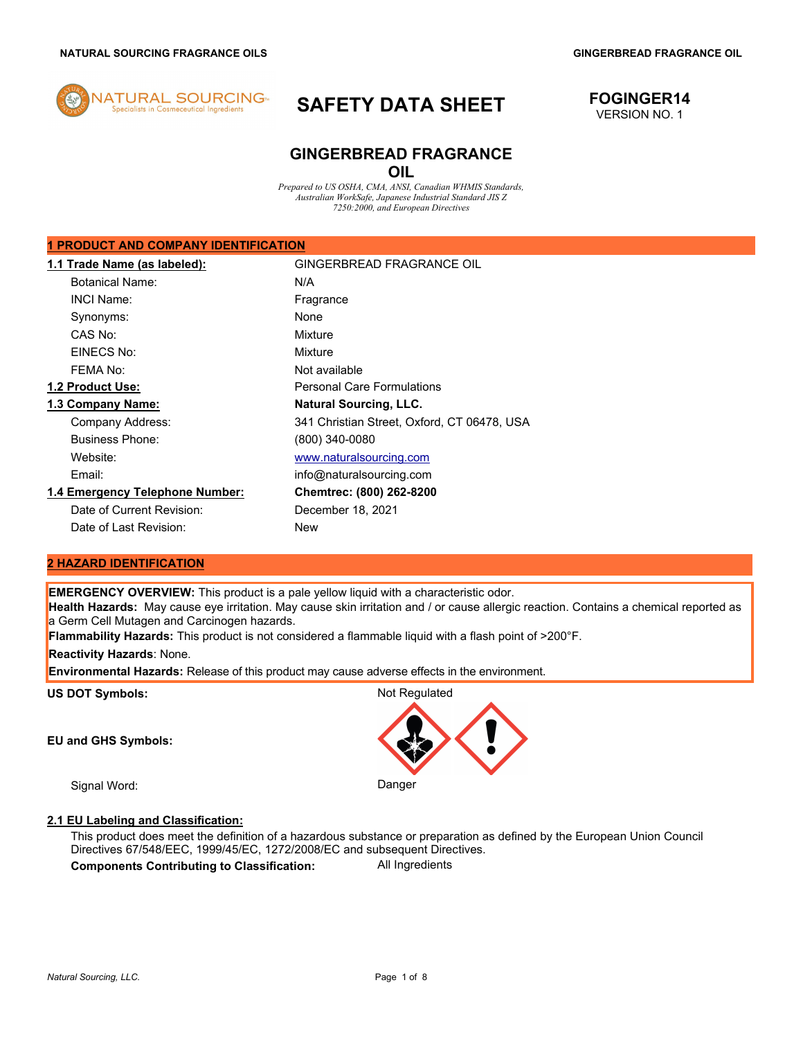**NATURAL SOURCING FRAGRANCE OILS** **GINGERBREAD FRAGRANCE OIL**

# SAFETY DATA SHEET

**FOGINGER14**
VERSION NO. 1

## GINGERBREAD FRAGRANCE OIL

*Prepared to US OSHA, CMA, ANSI, Canadian WHMIS Standards, Australian WorkSafe, Japanese Industrial Standard JIS Z 7250:2000, and European Directives*

## 1 PRODUCT AND COMPANY IDENTIFICATION

| | |
|---|---|
| **1.1 Trade Name (as labeled):** | GINGERBREAD FRAGRANCE OIL |
| Botanical Name: | N/A |
| INCI Name: | Fragrance |
| Synonyms: | None |
| CAS No: | Mixture |
| EINECS No: | Mixture |
| FEMA No: | Not available |
| **1.2 Product Use:** | Personal Care Formulations |
| **1.3 Company Name:** | **Natural Sourcing, LLC.** |
| Company Address: | 341 Christian Street, Oxford, CT 06478, USA |
| Business Phone: | (800) 340-0080 |
| Website: | www.naturalsourcing.com |
| Email: | info@naturalsourcing.com |
| **1.4 Emergency Telephone Number:** | **Chemtrec: (800) 262-8200** |
| Date of Current Revision: | December 18, 2021 |
| Date of Last Revision: | New |

## 2 HAZARD IDENTIFICATION

**EMERGENCY OVERVIEW:** This product is a pale yellow liquid with a characteristic odor.
**Health Hazards:** May cause eye irritation. May cause skin irritation and / or cause allergic reaction. Contains a chemical reported as a Germ Cell Mutagen and Carcinogen hazards.
**Flammability Hazards:** This product is not considered a flammable liquid with a flash point of >200°F.
**Reactivity Hazards**: None.
**Environmental Hazards:** Release of this product may cause adverse effects in the environment.

**US DOT Symbols:** Not Regulated

**EU and GHS Symbols:**

Signal Word: Danger

### 2.1 EU Labeling and Classification:

This product does meet the definition of a hazardous substance or preparation as defined by the European Union Council Directives 67/548/EEC, 1999/45/EC, 1272/2008/EC and subsequent Directives.

**Components Contributing to Classification:** All Ingredients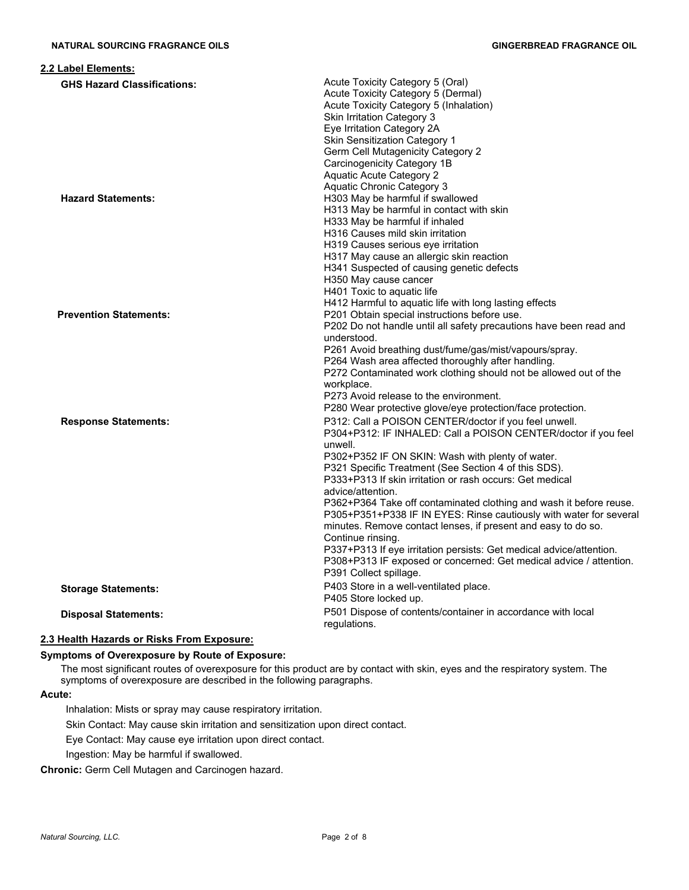## 2.2 Label Elements:

**GHS Hazard Classifications:**

Acute Toxicity Category 5 (Oral)
Acute Toxicity Category 5 (Dermal)
Acute Toxicity Category 5 (Inhalation)
Skin Irritation Category 3
Eye Irritation Category 2A
Skin Sensitization Category 1
Germ Cell Mutagenicity Category 2
Carcinogenicity Category 1B
Aquatic Acute Category 2
Aquatic Chronic Category 3

**Hazard Statements:**

H303 May be harmful if swallowed
H313 May be harmful in contact with skin
H333 May be harmful if inhaled
H316 Causes mild skin irritation
H319 Causes serious eye irritation
H317 May cause an allergic skin reaction
H341 Suspected of causing genetic defects
H350 May cause cancer
H401 Toxic to aquatic life
H412 Harmful to aquatic life with long lasting effects

**Prevention Statements:**

P201 Obtain special instructions before use.
P202 Do not handle until all safety precautions have been read and understood.
P261 Avoid breathing dust/fume/gas/mist/vapours/spray.
P264 Wash area affected thoroughly after handling.
P272 Contaminated work clothing should not be allowed out of the workplace.
P273 Avoid release to the environment.
P280 Wear protective glove/eye protection/face protection.

**Response Statements:**

P312: Call a POISON CENTER/doctor if you feel unwell.
P304+P312: IF INHALED: Call a POISON CENTER/doctor if you feel unwell.
P302+P352 IF ON SKIN: Wash with plenty of water.
P321 Specific Treatment (See Section 4 of this SDS).
P333+P313 If skin irritation or rash occurs: Get medical advice/attention.
P362+P364 Take off contaminated clothing and wash it before reuse.
P305+P351+P338 IF IN EYES: Rinse cautiously with water for several minutes. Remove contact lenses, if present and easy to do so. Continue rinsing.
P337+P313 If eye irritation persists: Get medical advice/attention.
P308+P313 IF exposed or concerned: Get medical advice / attention.
P391 Collect spillage.

**Storage Statements:**

P403 Store in a well-ventilated place.
P405 Store locked up.

**Disposal Statements:**

P501 Dispose of contents/container in accordance with local regulations.

## 2.3 Health Hazards or Risks From Exposure:

**Symptoms of Overexposure by Route of Exposure:**

The most significant routes of overexposure for this product are by contact with skin, eyes and the respiratory system. The symptoms of overexposure are described in the following paragraphs.

**Acute:**

Inhalation: Mists or spray may cause respiratory irritation.

Skin Contact: May cause skin irritation and sensitization upon direct contact.

Eye Contact: May cause eye irritation upon direct contact.

Ingestion: May be harmful if swallowed.

**Chronic:** Germ Cell Mutagen and Carcinogen hazard.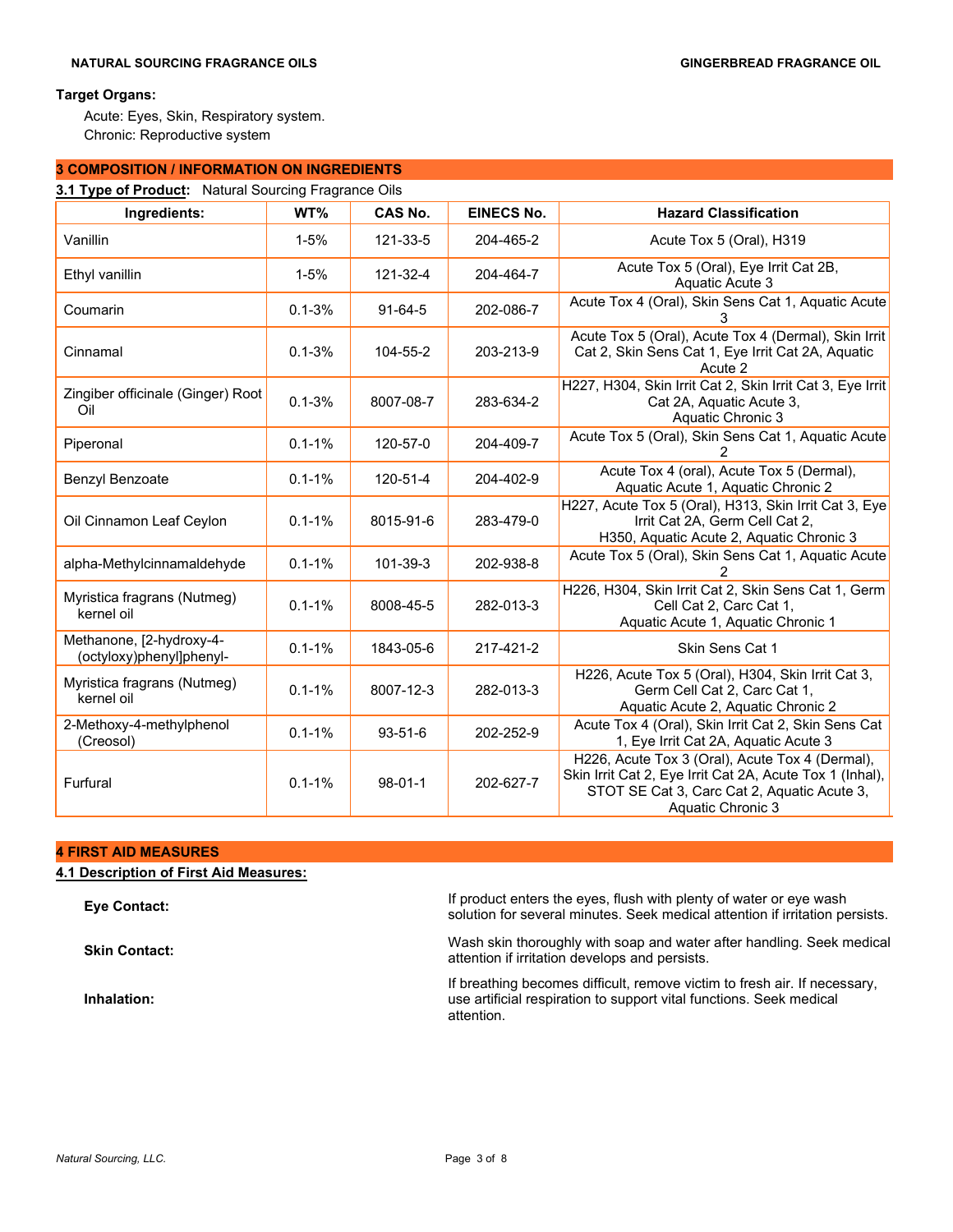**Target Organs:**

Acute: Eyes, Skin, Respiratory system.
Chronic: Reproductive system

## 3 COMPOSITION / INFORMATION ON INGREDIENTS

**3.1 Type of Product:** Natural Sourcing Fragrance Oils

| Ingredients: | WT% | CAS No. | EINECS No. | Hazard Classification |
|---|---|---|---|---|
| Vanillin | 1-5% | 121-33-5 | 204-465-2 | Acute Tox 5 (Oral), H319 |
| Ethyl vanillin | 1-5% | 121-32-4 | 204-464-7 | Acute Tox 5 (Oral), Eye Irrit Cat 2B, Aquatic Acute 3 |
| Coumarin | 0.1-3% | 91-64-5 | 202-086-7 | Acute Tox 4 (Oral), Skin Sens Cat 1, Aquatic Acute 3 |
| Cinnamal | 0.1-3% | 104-55-2 | 203-213-9 | Acute Tox 5 (Oral), Acute Tox 4 (Dermal), Skin Irrit Cat 2, Skin Sens Cat 1, Eye Irrit Cat 2A, Aquatic Acute 2 |
| Zingiber officinale (Ginger) Root Oil | 0.1-3% | 8007-08-7 | 283-634-2 | H227, H304, Skin Irrit Cat 2, Skin Irrit Cat 3, Eye Irrit Cat 2A, Aquatic Acute 3, Aquatic Chronic 3 |
| Piperonal | 0.1-1% | 120-57-0 | 204-409-7 | Acute Tox 5 (Oral), Skin Sens Cat 1, Aquatic Acute 2 |
| Benzyl Benzoate | 0.1-1% | 120-51-4 | 204-402-9 | Acute Tox 4 (oral), Acute Tox 5 (Dermal), Aquatic Acute 1, Aquatic Chronic 2 |
| Oil Cinnamon Leaf Ceylon | 0.1-1% | 8015-91-6 | 283-479-0 | H227, Acute Tox 5 (Oral), H313, Skin Irrit Cat 3, Eye Irrit Cat 2A, Germ Cell Cat 2, H350, Aquatic Acute 2, Aquatic Chronic 3 |
| alpha-Methylcinnamaldehyde | 0.1-1% | 101-39-3 | 202-938-8 | Acute Tox 5 (Oral), Skin Sens Cat 1, Aquatic Acute 2 |
| Myristica fragrans (Nutmeg) kernel oil | 0.1-1% | 8008-45-5 | 282-013-3 | H226, H304, Skin Irrit Cat 2, Skin Sens Cat 1, Germ Cell Cat 2, Carc Cat 1, Aquatic Acute 1, Aquatic Chronic 1 |
| Methanone, [2-hydroxy-4-(octyloxy)phenyl]phenyl- | 0.1-1% | 1843-05-6 | 217-421-2 | Skin Sens Cat 1 |
| Myristica fragrans (Nutmeg) kernel oil | 0.1-1% | 8007-12-3 | 282-013-3 | H226, Acute Tox 5 (Oral), H304, Skin Irrit Cat 3, Germ Cell Cat 2, Carc Cat 1, Aquatic Acute 2, Aquatic Chronic 2 |
| 2-Methoxy-4-methylphenol (Creosol) | 0.1-1% | 93-51-6 | 202-252-9 | Acute Tox 4 (Oral), Skin Irrit Cat 2, Skin Sens Cat 1, Eye Irrit Cat 2A, Aquatic Acute 3 |
| Furfural | 0.1-1% | 98-01-1 | 202-627-7 | H226, Acute Tox 3 (Oral), Acute Tox 4 (Dermal), Skin Irrit Cat 2, Eye Irrit Cat 2A, Acute Tox 1 (Inhal), STOT SE Cat 3, Carc Cat 2, Aquatic Acute 3, Aquatic Chronic 3 |

## 4 FIRST AID MEASURES

**4.1 Description of First Aid Measures:**

**Eye Contact:** If product enters the eyes, flush with plenty of water or eye wash solution for several minutes. Seek medical attention if irritation persists.

**Skin Contact:** Wash skin thoroughly with soap and water after handling. Seek medical attention if irritation develops and persists.

**Inhalation:** If breathing becomes difficult, remove victim to fresh air. If necessary, use artificial respiration to support vital functions. Seek medical attention.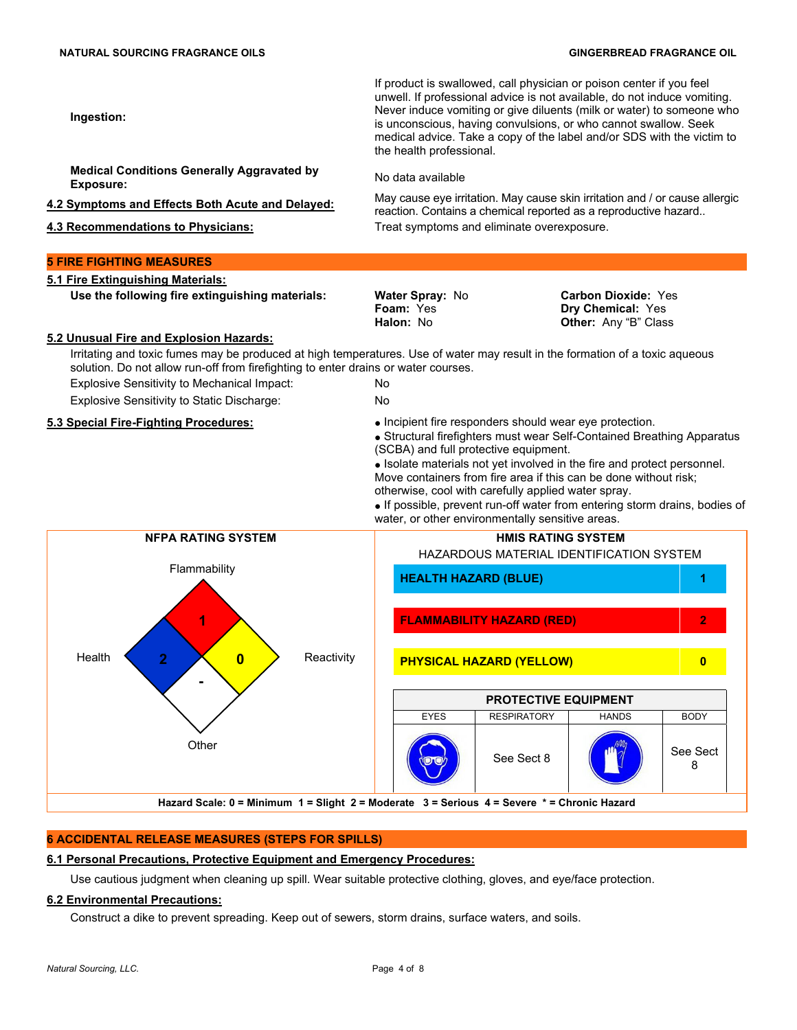**Ingestion:** If product is swallowed, call physician or poison center if you feel unwell. If professional advice is not available, do not induce vomiting. Never induce vomiting or give diluents (milk or water) to someone who is unconscious, having convulsions, or who cannot swallow. Seek medical advice. Take a copy of the label and/or SDS with the victim to the health professional.

**Medical Conditions Generally Aggravated by Exposure:** No data available

**4.2 Symptoms and Effects Both Acute and Delayed:** May cause eye irritation. May cause skin irritation and / or cause allergic reaction. Contains a chemical reported as a reproductive hazard..

**4.3 Recommendations to Physicians:** Treat symptoms and eliminate overexposure.

## 5 FIRE FIGHTING MEASURES

**5.1 Fire Extinguishing Materials:**

**Use the following fire extinguishing materials:**

- **Water Spray:** No
- **Foam:** Yes
- **Halon:** No
- **Carbon Dioxide:** Yes
- **Dry Chemical:** Yes
- **Other:** Any "B" Class

**5.2 Unusual Fire and Explosion Hazards:**

Irritating and toxic fumes may be produced at high temperatures. Use of water may result in the formation of a toxic aqueous solution. Do not allow run-off from firefighting to enter drains or water courses.

Explosive Sensitivity to Mechanical Impact: No

Explosive Sensitivity to Static Discharge: No

**5.3 Special Fire-Fighting Procedures:**

- Incipient fire responders should wear eye protection.
- Structural firefighters must wear Self-Contained Breathing Apparatus (SCBA) and full protective equipment.
- Isolate materials not yet involved in the fire and protect personnel. Move containers from fire area if this can be done without risk; otherwise, cool with carefully applied water spray.
- If possible, prevent run-off water from entering storm drains, bodies of water, or other environmentally sensitive areas.

**NFPA RATING SYSTEM**

| Category | Rating |
|---|---|
| Flammability | 1 |
| Health | 2 |
| Reactivity | 0 |
| Other | - |

**HMIS RATING SYSTEM**

HAZARDOUS MATERIAL IDENTIFICATION SYSTEM

| Hazard | Rating |
|---|---|
| HEALTH HAZARD (BLUE) | 1 |
| FLAMMABILITY HAZARD (RED) | 2 |
| PHYSICAL HAZARD (YELLOW) | 0 |

**PROTECTIVE EQUIPMENT**

| EYES | RESPIRATORY | HANDS | BODY |
|---|---|---|---|
| | See Sect 8 | | See Sect 8 |

**Hazard Scale: 0 = Minimum 1 = Slight 2 = Moderate 3 = Serious 4 = Severe * = Chronic Hazard**

## 6 ACCIDENTAL RELEASE MEASURES (STEPS FOR SPILLS)

**6.1 Personal Precautions, Protective Equipment and Emergency Procedures:**

Use cautious judgment when cleaning up spill. Wear suitable protective clothing, gloves, and eye/face protection.

**6.2 Environmental Precautions:**

Construct a dike to prevent spreading. Keep out of sewers, storm drains, surface waters, and soils.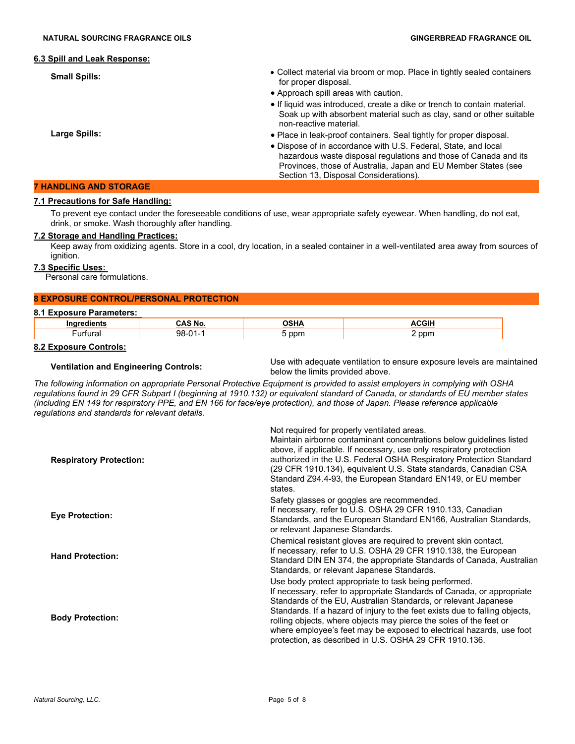#### 6.3 Spill and Leak Response:

**Small Spills:**

- Collect material via broom or mop. Place in tightly sealed containers for proper disposal.

**Large Spills:**

- Approach spill areas with caution.
- If liquid was introduced, create a dike or trench to contain material. Soak up with absorbent material such as clay, sand or other suitable non-reactive material.
- Place in leak-proof containers. Seal tightly for proper disposal.
- Dispose of in accordance with U.S. Federal, State, and local hazardous waste disposal regulations and those of Canada and its Provinces, those of Australia, Japan and EU Member States (see Section 13, Disposal Considerations).

## 7 HANDLING AND STORAGE

#### 7.1 Precautions for Safe Handling:

To prevent eye contact under the foreseeable conditions of use, wear appropriate safety eyewear. When handling, do not eat, drink, or smoke. Wash thoroughly after handling.

#### 7.2 Storage and Handling Practices:

Keep away from oxidizing agents. Store in a cool, dry location, in a sealed container in a well-ventilated area away from sources of ignition.

#### 7.3 Specific Uses:

Personal care formulations.

## 8 EXPOSURE CONTROL/PERSONAL PROTECTION

#### 8.1 Exposure Parameters:

| Ingredients | CAS No. | OSHA | ACGIH |
|---|---|---|---|
| Furfural | 98-01-1 | 5 ppm | 2 ppm |

#### 8.2 Exposure Controls:

**Ventilation and Engineering Controls:** Use with adequate ventilation to ensure exposure levels are maintained below the limits provided above.

*The following information on appropriate Personal Protective Equipment is provided to assist employers in complying with OSHA regulations found in 29 CFR Subpart I (beginning at 1910.132) or equivalent standard of Canada, or standards of EU member states (including EN 149 for respiratory PPE, and EN 166 for face/eye protection), and those of Japan. Please reference applicable regulations and standards for relevant details.*

**Respiratory Protection:** Not required for properly ventilated areas.
Maintain airborne contaminant concentrations below guidelines listed above, if applicable. If necessary, use only respiratory protection authorized in the U.S. Federal OSHA Respiratory Protection Standard (29 CFR 1910.134), equivalent U.S. State standards, Canadian CSA Standard Z94.4-93, the European Standard EN149, or EU member states.

**Eye Protection:** Safety glasses or goggles are recommended.
If necessary, refer to U.S. OSHA 29 CFR 1910.133, Canadian Standards, and the European Standard EN166, Australian Standards, or relevant Japanese Standards.

**Hand Protection:** Chemical resistant gloves are required to prevent skin contact.
If necessary, refer to U.S. OSHA 29 CFR 1910.138, the European Standard DIN EN 374, the appropriate Standards of Canada, Australian Standards, or relevant Japanese Standards.

**Body Protection:** Use body protect appropriate to task being performed.
If necessary, refer to appropriate Standards of Canada, or appropriate Standards of the EU, Australian Standards, or relevant Japanese Standards. If a hazard of injury to the feet exists due to falling objects, rolling objects, where objects may pierce the soles of the feet or where employee's feet may be exposed to electrical hazards, use foot protection, as described in U.S. OSHA 29 CFR 1910.136.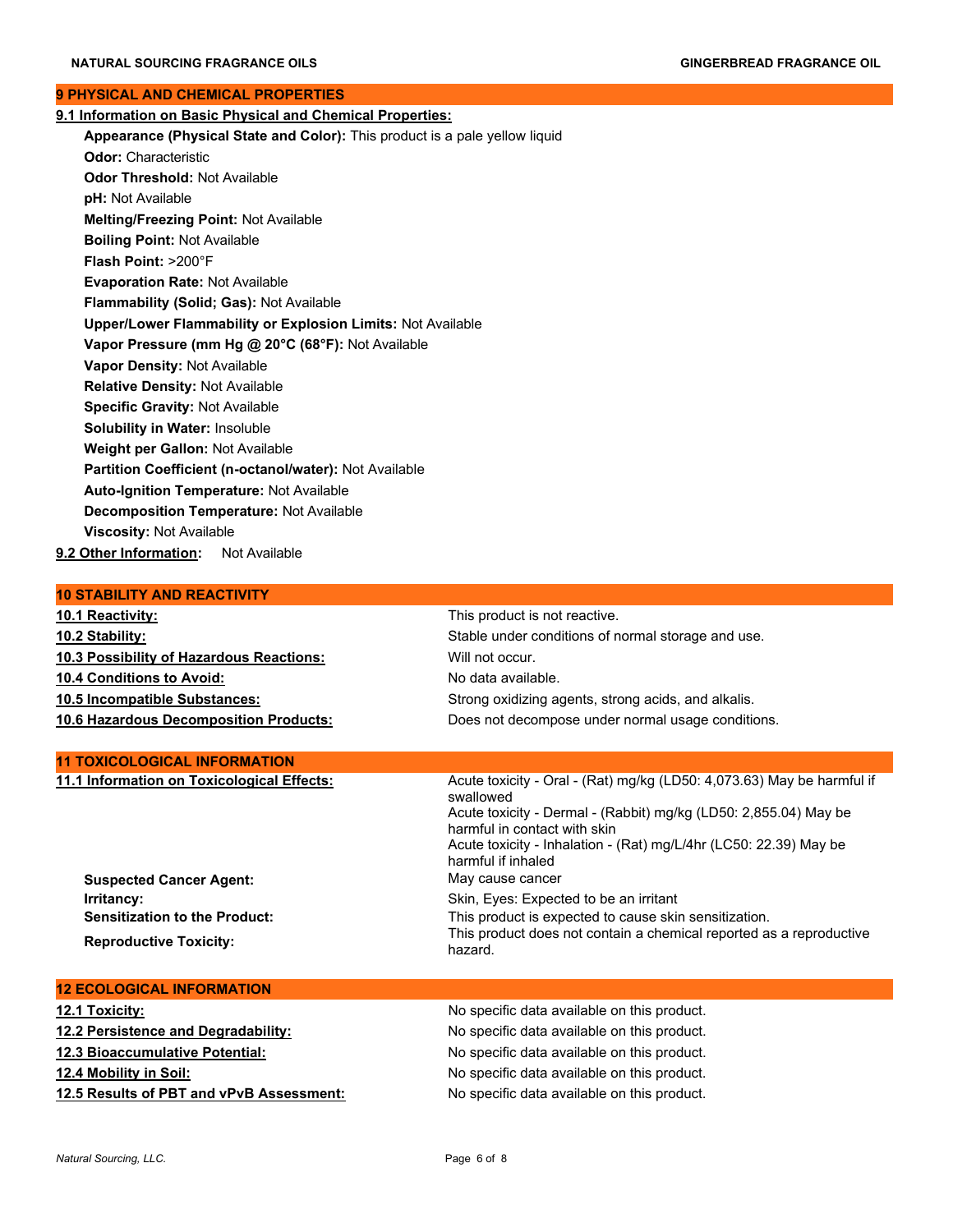## 9 PHYSICAL AND CHEMICAL PROPERTIES

**9.1 Information on Basic Physical and Chemical Properties:**

**Appearance (Physical State and Color):** This product is a pale yellow liquid
**Odor:** Characteristic
**Odor Threshold:** Not Available
**pH:** Not Available
**Melting/Freezing Point:** Not Available
**Boiling Point:** Not Available
**Flash Point:** >200°F
**Evaporation Rate:** Not Available
**Flammability (Solid; Gas):** Not Available
**Upper/Lower Flammability or Explosion Limits:** Not Available
**Vapor Pressure (mm Hg @ 20°C (68°F):** Not Available
**Vapor Density:** Not Available
**Relative Density:** Not Available
**Specific Gravity:** Not Available
**Solubility in Water:** Insoluble
**Weight per Gallon:** Not Available
**Partition Coefficient (n-octanol/water):** Not Available
**Auto-Ignition Temperature:** Not Available
**Decomposition Temperature:** Not Available
**Viscosity:** Not Available

**9.2 Other Information:** Not Available

## 10 STABILITY AND REACTIVITY

| | |
|---|---|
| **10.1 Reactivity:** | This product is not reactive. |
| **10.2 Stability:** | Stable under conditions of normal storage and use. |
| **10.3 Possibility of Hazardous Reactions:** | Will not occur. |
| **10.4 Conditions to Avoid:** | No data available. |
| **10.5 Incompatible Substances:** | Strong oxidizing agents, strong acids, and alkalis. |
| **10.6 Hazardous Decomposition Products:** | Does not decompose under normal usage conditions. |

## 11 TOXICOLOGICAL INFORMATION

| | |
|---|---|
| **11.1 Information on Toxicological Effects:** | Acute toxicity - Oral - (Rat) mg/kg (LD50: 4,073.63) May be harmful if swallowed<br>Acute toxicity - Dermal - (Rabbit) mg/kg (LD50: 2,855.04) May be harmful in contact with skin<br>Acute toxicity - Inhalation - (Rat) mg/L/4hr (LC50: 22.39) May be harmful if inhaled |
| **Suspected Cancer Agent:** | May cause cancer |
| **Irritancy:** | Skin, Eyes: Expected to be an irritant |
| **Sensitization to the Product:** | This product is expected to cause skin sensitization. |
| **Reproductive Toxicity:** | This product does not contain a chemical reported as a reproductive hazard. |

## 12 ECOLOGICAL INFORMATION

| | |
|---|---|
| **12.1 Toxicity:** | No specific data available on this product. |
| **12.2 Persistence and Degradability:** | No specific data available on this product. |
| **12.3 Bioaccumulative Potential:** | No specific data available on this product. |
| **12.4 Mobility in Soil:** | No specific data available on this product. |
| **12.5 Results of PBT and vPvB Assessment:** | No specific data available on this product. |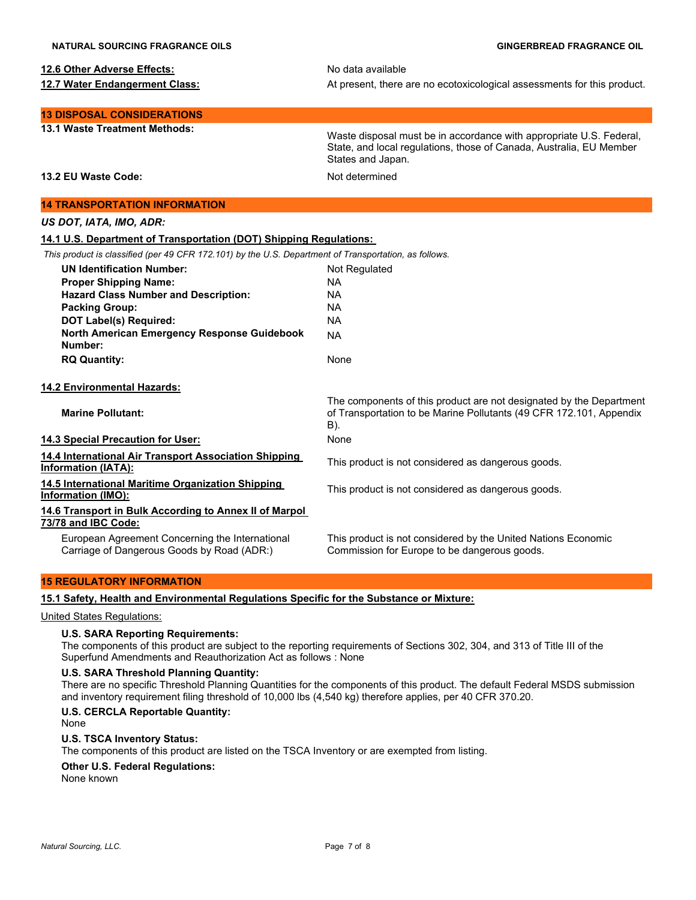**12.6 Other Adverse Effects:** No data available

**12.7 Water Endangerment Class:** At present, there are no ecotoxicological assessments for this product.

## 13 DISPOSAL CONSIDERATIONS

**13.1 Waste Treatment Methods:** Waste disposal must be in accordance with appropriate U.S. Federal, State, and local regulations, those of Canada, Australia, EU Member States and Japan.

**13.2 EU Waste Code:** Not determined

## 14 TRANSPORTATION INFORMATION

*US DOT, IATA, IMO, ADR:*

### 14.1 U.S. Department of Transportation (DOT) Shipping Regulations:

*This product is classified (per 49 CFR 172.101) by the U.S. Department of Transportation, as follows.*

| | |
|---|---|
| **UN Identification Number:** | Not Regulated |
| **Proper Shipping Name:** | NA |
| **Hazard Class Number and Description:** | NA |
| **Packing Group:** | NA |
| **DOT Label(s) Required:** | NA |
| **North American Emergency Response Guidebook Number:** | NA |
| **RQ Quantity:** | None |

### 14.2 Environmental Hazards:

**Marine Pollutant:** The components of this product are not designated by the Department of Transportation to be Marine Pollutants (49 CFR 172.101, Appendix B).

**14.3 Special Precaution for User:** None

**14.4 International Air Transport Association Shipping Information (IATA):** This product is not considered as dangerous goods.

**14.5 International Maritime Organization Shipping Information (IMO):** This product is not considered as dangerous goods.

**14.6 Transport in Bulk According to Annex II of Marpol 73/78 and IBC Code:**

European Agreement Concerning the International Carriage of Dangerous Goods by Road (ADR:) — This product is not considered by the United Nations Economic Commission for Europe to be dangerous goods.

## 15 REGULATORY INFORMATION

### 15.1 Safety, Health and Environmental Regulations Specific for the Substance or Mixture:

United States Regulations:

**U.S. SARA Reporting Requirements:**
The components of this product are subject to the reporting requirements of Sections 302, 304, and 313 of Title III of the Superfund Amendments and Reauthorization Act as follows : None

**U.S. SARA Threshold Planning Quantity:**
There are no specific Threshold Planning Quantities for the components of this product. The default Federal MSDS submission and inventory requirement filing threshold of 10,000 lbs (4,540 kg) therefore applies, per 40 CFR 370.20.

**U.S. CERCLA Reportable Quantity:**
None

**U.S. TSCA Inventory Status:**
The components of this product are listed on the TSCA Inventory or are exempted from listing.

**Other U.S. Federal Regulations:**
None known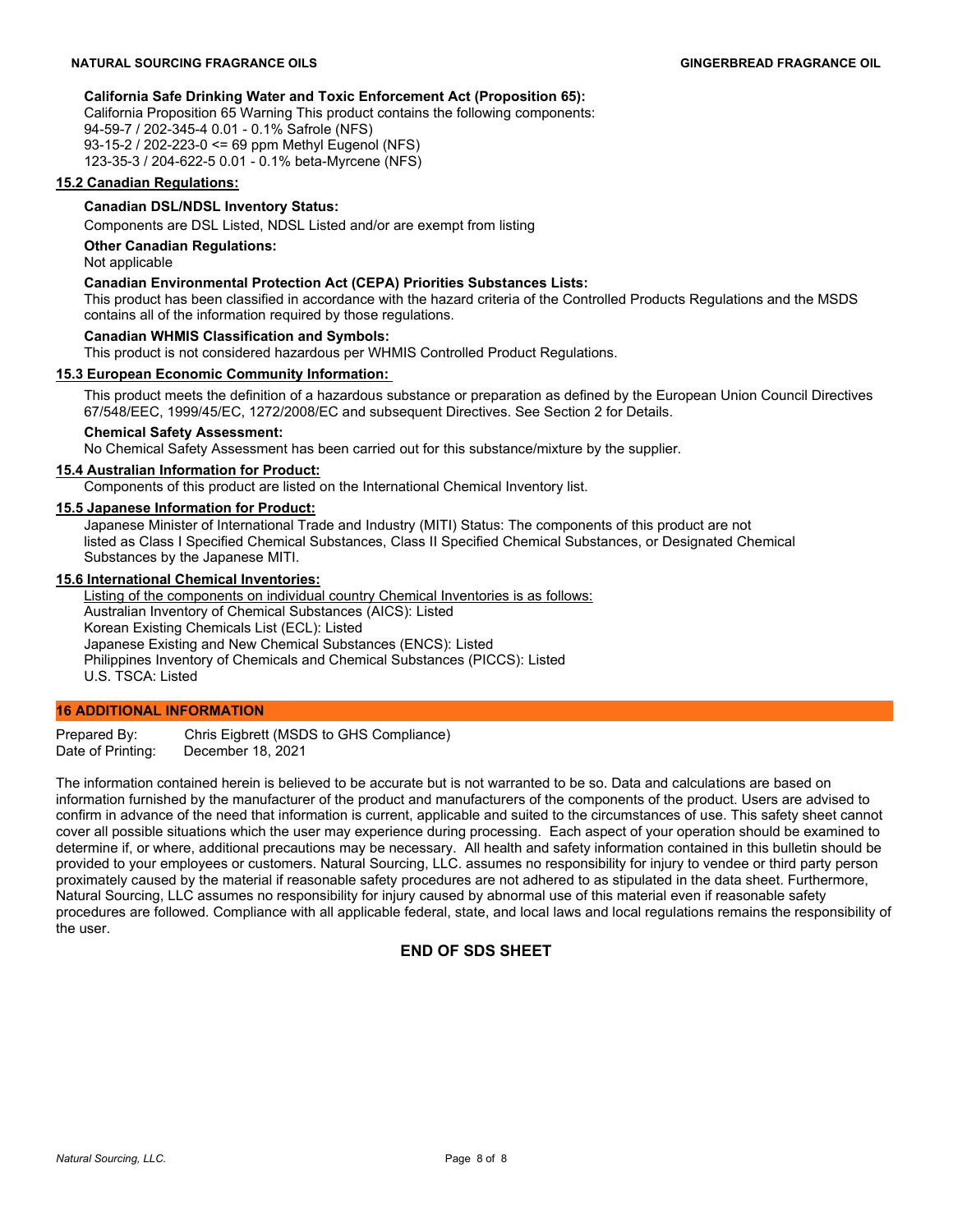**California Safe Drinking Water and Toxic Enforcement Act (Proposition 65):**

California Proposition 65 Warning This product contains the following components:
94-59-7 / 202-345-4 0.01 - 0.1% Safrole (NFS)
93-15-2 / 202-223-0 <= 69 ppm Methyl Eugenol (NFS)
123-35-3 / 204-622-5 0.01 - 0.1% beta-Myrcene (NFS)

## 15.2 Canadian Regulations:

**Canadian DSL/NDSL Inventory Status:**

Components are DSL Listed, NDSL Listed and/or are exempt from listing

**Other Canadian Regulations:**

Not applicable

**Canadian Environmental Protection Act (CEPA) Priorities Substances Lists:**

This product has been classified in accordance with the hazard criteria of the Controlled Products Regulations and the MSDS contains all of the information required by those regulations.

**Canadian WHMIS Classification and Symbols:**

This product is not considered hazardous per WHMIS Controlled Product Regulations.

## 15.3 European Economic Community Information:

This product meets the definition of a hazardous substance or preparation as defined by the European Union Council Directives 67/548/EEC, 1999/45/EC, 1272/2008/EC and subsequent Directives. See Section 2 for Details.

**Chemical Safety Assessment:**

No Chemical Safety Assessment has been carried out for this substance/mixture by the supplier.

## 15.4 Australian Information for Product:

Components of this product are listed on the International Chemical Inventory list.

## 15.5 Japanese Information for Product:

Japanese Minister of International Trade and Industry (MITI) Status: The components of this product are not listed as Class I Specified Chemical Substances, Class II Specified Chemical Substances, or Designated Chemical Substances by the Japanese MITI.

## 15.6 International Chemical Inventories:

Listing of the components on individual country Chemical Inventories is as follows:
Australian Inventory of Chemical Substances (AICS): Listed
Korean Existing Chemicals List (ECL): Listed
Japanese Existing and New Chemical Substances (ENCS): Listed
Philippines Inventory of Chemicals and Chemical Substances (PICCS): Listed
U.S. TSCA: Listed

# 16 ADDITIONAL INFORMATION

Prepared By: Chris Eigbrett (MSDS to GHS Compliance)
Date of Printing: December 18, 2021

The information contained herein is believed to be accurate but is not warranted to be so. Data and calculations are based on information furnished by the manufacturer of the product and manufacturers of the components of the product. Users are advised to confirm in advance of the need that information is current, applicable and suited to the circumstances of use. This safety sheet cannot cover all possible situations which the user may experience during processing. Each aspect of your operation should be examined to determine if, or where, additional precautions may be necessary. All health and safety information contained in this bulletin should be provided to your employees or customers. Natural Sourcing, LLC. assumes no responsibility for injury to vendee or third party person proximately caused by the material if reasonable safety procedures are not adhered to as stipulated in the data sheet. Furthermore, Natural Sourcing, LLC assumes no responsibility for injury caused by abnormal use of this material even if reasonable safety procedures are followed. Compliance with all applicable federal, state, and local laws and local regulations remains the responsibility of the user.

**END OF SDS SHEET**